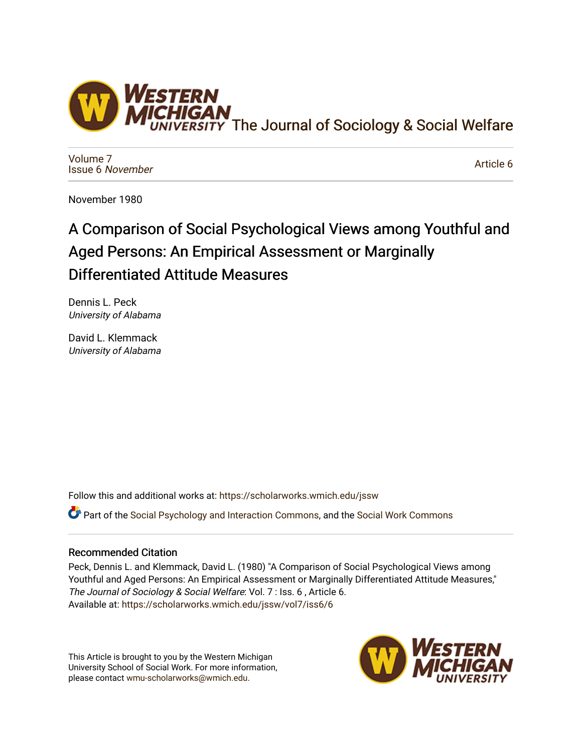# The Journal of Sociology & Social Welfare

Volume 7
Issue 6 *November*

Article 6

November 1980

# A Comparison of Social Psychological Views among Youthful and Aged Persons: An Empirical Assessment or Marginally Differentiated Attitude Measures

Dennis L. Peck
*University of Alabama*

David L. Klemmack
*University of Alabama*

Follow this and additional works at: https://scholarworks.wmich.edu/jssw

Part of the Social Psychology and Interaction Commons, and the Social Work Commons

## Recommended Citation

Peck, Dennis L. and Klemmack, David L. (1980) "A Comparison of Social Psychological Views among Youthful and Aged Persons: An Empirical Assessment or Marginally Differentiated Attitude Measures," *The Journal of Sociology & Social Welfare*: Vol. 7 : Iss. 6 , Article 6.
Available at: https://scholarworks.wmich.edu/jssw/vol7/iss6/6

This Article is brought to you by the Western Michigan University School of Social Work. For more information, please contact wmu-scholarworks@wmich.edu.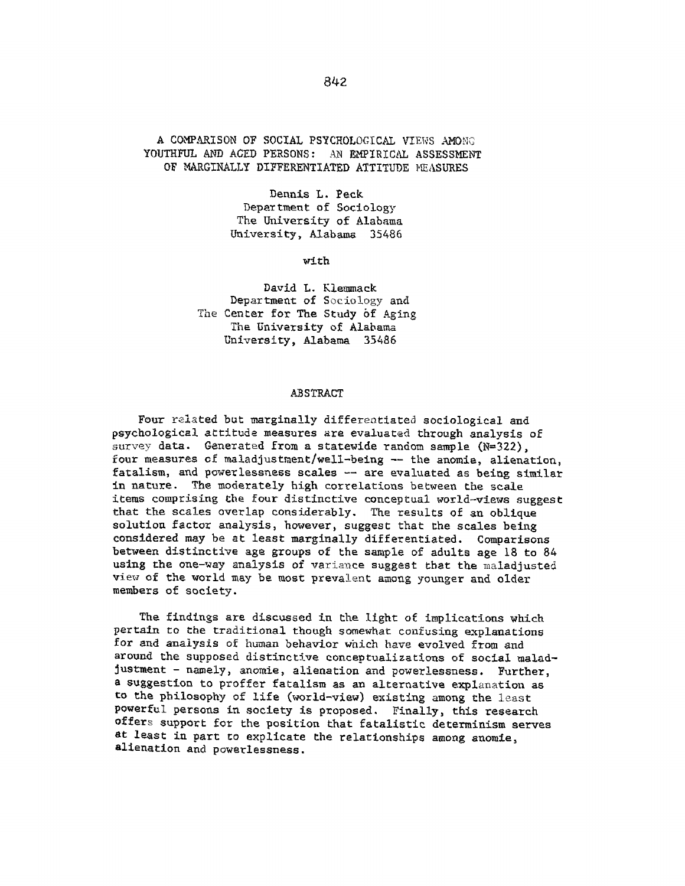# A COMPARISON OF SOCIAL PSYCHOLOGICAL VIEWS AMONG YOUTHFUL AND AGED PERSONS: AN EMPIRICAL ASSESSMENT OF MARGINALLY DIFFERENTIATED ATTITUDE MEASURES

Dennis L. Peck
Department of Sociology
The University of Alabama
University, Alabama 35486

with

David L. Klemmack
Department of Sociology and
The Center for The Study of Aging
The University of Alabama
University, Alabama 35486

## ABSTRACT

Four related but marginally differentiated sociological and psychological attitude measures are evaluated through analysis of survey data. Generated from a statewide random sample (N=322), four measures of maladjustment/well-being -- the anomie, alienation, fatalism, and powerlessness scales -- are evaluated as being similar in nature. The moderately high correlations between the scale items comprising the four distinctive conceptual world-views suggest that the scales overlap considerably. The results of an oblique solution factor analysis, however, suggest that the scales being considered may be at least marginally differentiated. Comparisons between distinctive age groups of the sample of adults age 18 to 84 using the one-way analysis of variance suggest that the maladjusted view of the world may be most prevalent among younger and older members of society.

The findings are discussed in the light of implications which pertain to the traditional though somewhat confusing explanations for and analysis of human behavior which have evolved from and around the supposed distinctive conceptualizations of social maladjustment - namely, anomie, alienation and powerlessness. Further, a suggestion to proffer fatalism as an alternative explanation as to the philosophy of life (world-view) existing among the least powerful persons in society is proposed. Finally, this research offers support for the position that fatalistic determinism serves at least in part to explicate the relationships among anomie, alienation and powerlessness.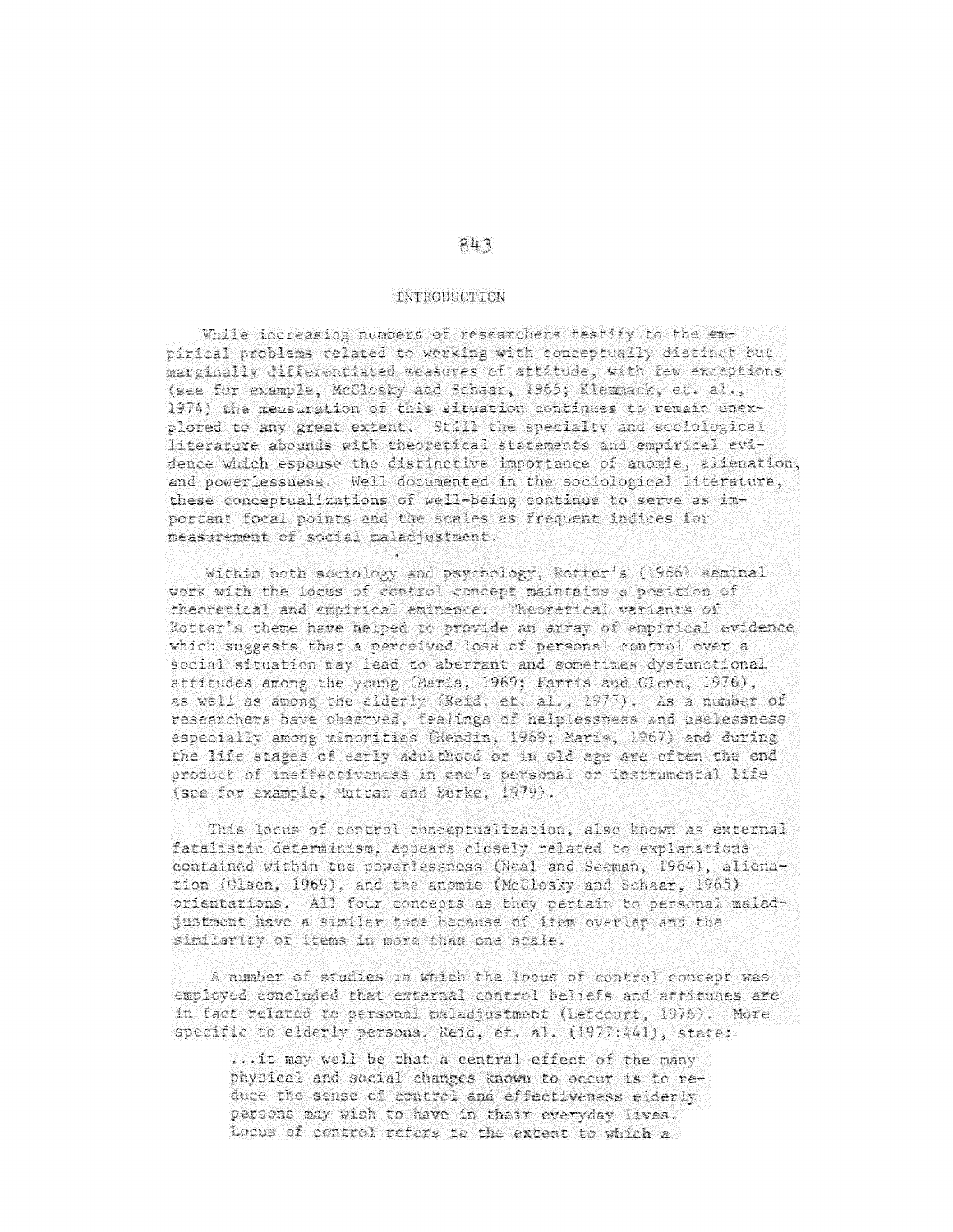## INTRODUCTION

While increasing numbers of researchers testify to the empirical problems related to working with conceptually distinct but marginally differentiated measures of attitude, with few exceptions (see for example, McClosky and Schaar, 1965; Klemmack, et. al., 1974) the mensuration of this situation continues to remain unexplored to any great extent. Still the specialty and sociological literature abounds with theoretical statements and empirical evidence which espouse the distinctive importance of anomie, alienation, and powerlessness. Well documented in the sociological literature, these conceptualizations of well-being continue to serve as important focal points and the scales as frequent indices for measurement of social maladjustment.

Within both sociology and psychology, Rotter's (1966) seminal work with the locus of control concept maintains a position of theoretical and empirical eminence. Theoretical variants of Rotter's theme have helped to provide an array of empirical evidence which suggests that a perceived loss of personal control over a social situation may lead to aberrant and sometimes dysfunctional attitudes among the young (Maris, 1969; Farris and Glenn, 1976), as well as among the elderly (Reid, et. al., 1977). As a number of researchers have observed, feelings of helplessness and uselessness especially among minorities (Hendin, 1969; Maris, 1967) and during the life stages of early adulthood or in old age are often the end product of ineffectiveness in one's personal or instrumental life (see for example, Mutran and Burke, 1979).

This locus of control conceptualization, also known as external fatalistic determinism, appears closely related to explanations contained within the powerlessness (Neal and Seeman, 1964), alienation (Olsen, 1969), and the anomie (McClosky and Schaar, 1965) orientations. All four concepts as they pertain to personal maladjustment have a similar tone because of item overlap and the similarity of items in more than one scale.

A number of studies in which the locus of control concept was employed concluded that external control beliefs and attitudes are in fact related to personal maladjustment (Lefcourt, 1976). More specific to elderly persons, Reid, et. al. (1977:441), state:

> ...it may well be that a central effect of the many physical and social changes known to occur is to reduce the sense of control and effectiveness elderly persons may wish to have in their everyday lives. Locus of control refers to the extent to which a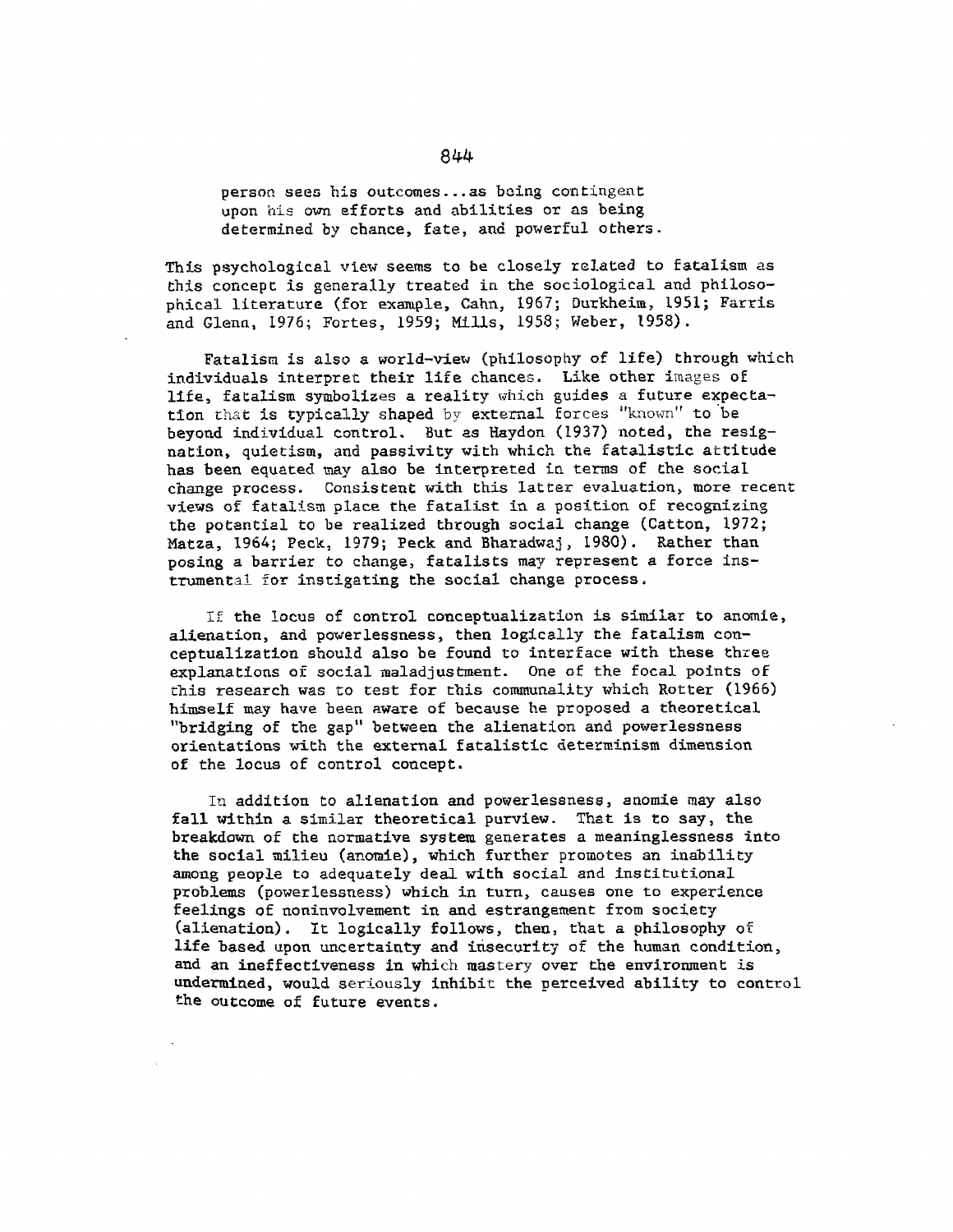> person sees his outcomes...as being contingent upon his own efforts and abilities or as being determined by chance, fate, and powerful others.

This psychological view seems to be closely related to fatalism as this concept is generally treated in the sociological and philosophical literature (for example, Cahn, 1967; Durkheim, 1951; Farris and Glenn, 1976; Fortes, 1959; Mills, 1958; Weber, 1958).

Fatalism is also a world-view (philosophy of life) through which individuals interpret their life chances. Like other images of life, fatalism symbolizes a reality which guides a future expectation that is typically shaped by external forces "known" to be beyond individual control. But as Haydon (1937) noted, the resignation, quietism, and passivity with which the fatalistic attitude has been equated may also be interpreted in terms of the social change process. Consistent with this latter evaluation, more recent views of fatalism place the fatalist in a position of recognizing the potential to be realized through social change (Catton, 1972; Matza, 1964; Peck, 1979; Peck and Bharadwaj, 1980). Rather than posing a barrier to change, fatalists may represent a force instrumental for instigating the social change process.

If the locus of control conceptualization is similar to anomie, alienation, and powerlessness, then logically the fatalism conceptualization should also be found to interface with these three explanations of social maladjustment. One of the focal points of this research was to test for this communality which Rotter (1966) himself may have been aware of because he proposed a theoretical "bridging of the gap" between the alienation and powerlessness orientations with the external fatalistic determinism dimension of the locus of control concept.

In addition to alienation and powerlessness, anomie may also fall within a similar theoretical purview. That is to say, the breakdown of the normative system generates a meaninglessness into the social milieu (anomie), which further promotes an inability among people to adequately deal with social and institutional problems (powerlessness) which in turn, causes one to experience feelings of noninvolvement in and estrangement from society (alienation). It logically follows, then, that a philosophy of life based upon uncertainty and insecurity of the human condition, and an ineffectiveness in which mastery over the environment is undermined, would seriously inhibit the perceived ability to control the outcome of future events.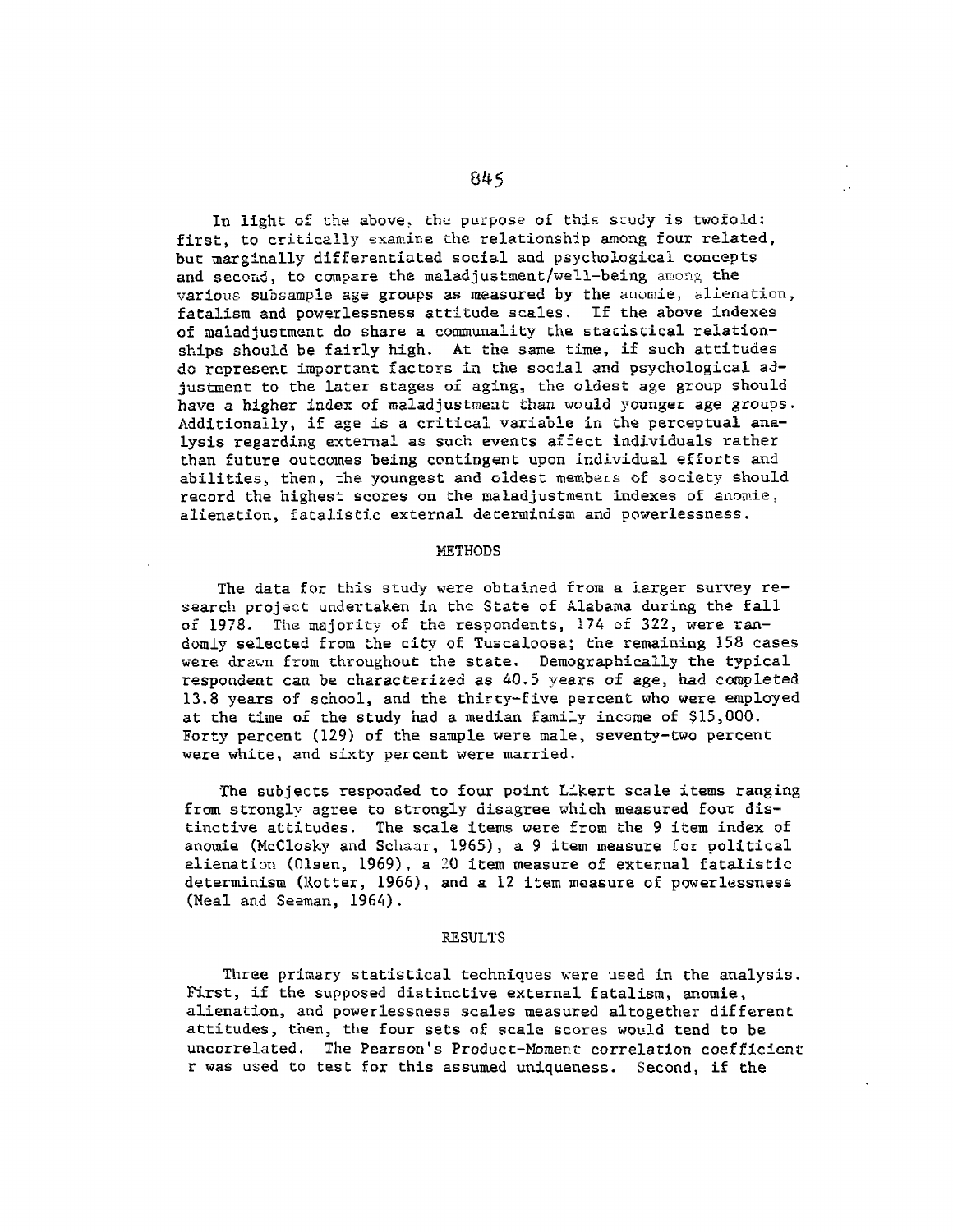In light of the above, the purpose of this study is twofold: first, to critically examine the relationship among four related, but marginally differentiated social and psychological concepts and second, to compare the maladjustment/well-being among the various subsample age groups as measured by the anomie, alienation, fatalism and powerlessness attitude scales. If the above indexes of maladjustment do share a communality the statistical relationships should be fairly high. At the same time, if such attitudes do represent important factors in the social and psychological adjustment to the later stages of aging, the oldest age group should have a higher index of maladjustment than would younger age groups. Additionally, if age is a critical variable in the perceptual analysis regarding external as such events affect individuals rather than future outcomes being contingent upon individual efforts and abilities, then, the youngest and oldest members of society should record the highest scores on the maladjustment indexes of anomie, alienation, fatalistic external determinism and powerlessness.

## METHODS

The data for this study were obtained from a larger survey research project undertaken in the State of Alabama during the fall of 1978. The majority of the respondents, 174 of 322, were randomly selected from the city of Tuscaloosa; the remaining 158 cases were drawn from throughout the state. Demographically the typical respondent can be characterized as 40.5 years of age, had completed 13.8 years of school, and the thirty-five percent who were employed at the time of the study had a median family income of $15,000. Forty percent (129) of the sample were male, seventy-two percent were white, and sixty percent were married.

The subjects responded to four point Likert scale items ranging from strongly agree to strongly disagree which measured four distinctive attitudes. The scale items were from the 9 item index of anomie (McClosky and Schaar, 1965), a 9 item measure for political alienation (Olsen, 1969), a 20 item measure of external fatalistic determinism (Rotter, 1966), and a 12 item measure of powerlessness (Neal and Seeman, 1964).

## RESULTS

Three primary statistical techniques were used in the analysis. First, if the supposed distinctive external fatalism, anomie, alienation, and powerlessness scales measured altogether different attitudes, then, the four sets of scale scores would tend to be uncorrelated. The Pearson's Product-Moment correlation coefficient r was used to test for this assumed uniqueness. Second, if the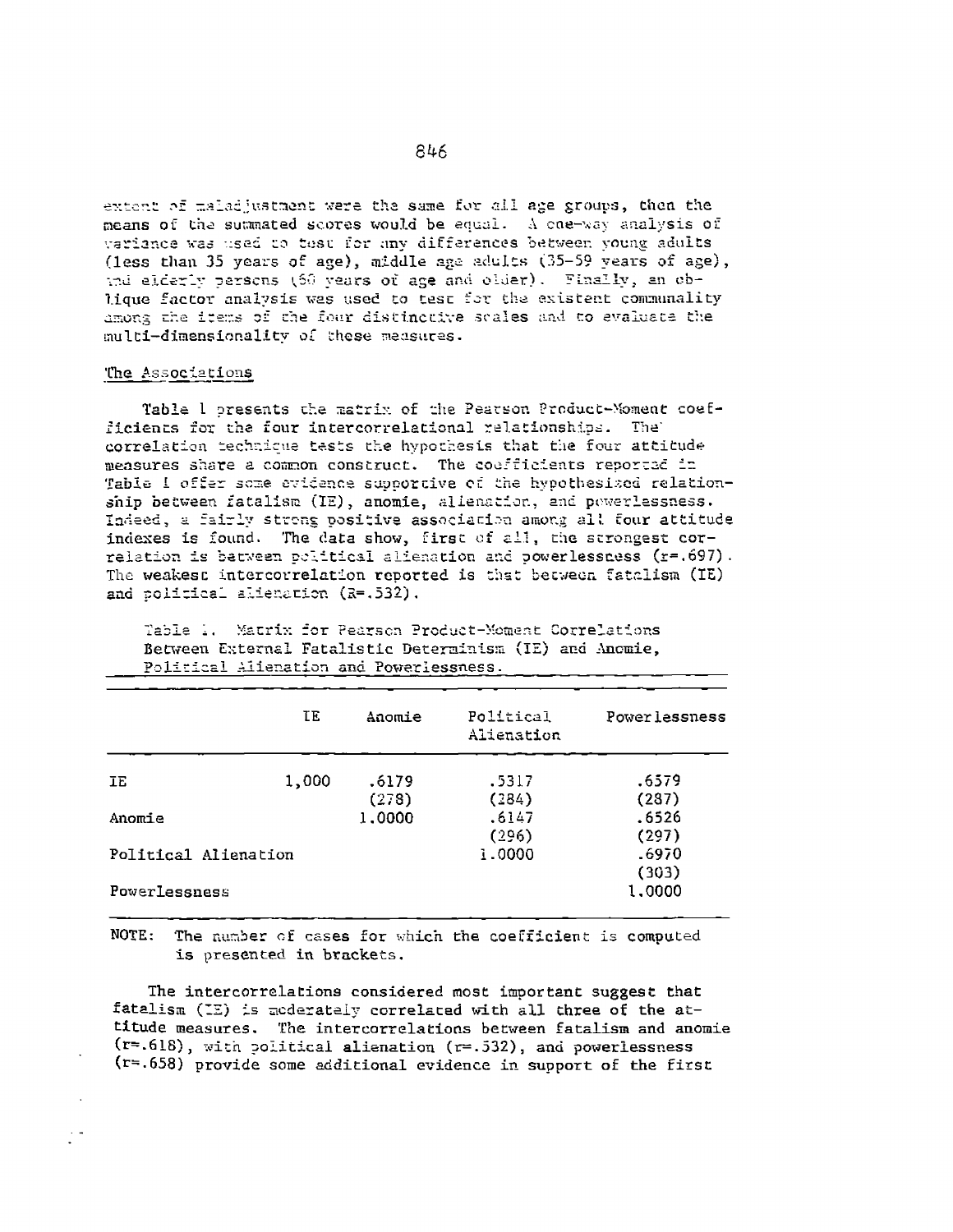extent of maladjustment were the same for all age groups, then the means of the summated scores would be equal. A one-way analysis of variance was used to test for any differences between young adults (less than 35 years of age), middle age adults (35-59 years of age), and elderly persons (60 years of age and older). Finally, an oblique factor analysis was used to test for the existent communality among the items of the four distinctive scales and to evaluate the multi-dimensionality of these measures.

### The Associations

Table 1 presents the matrix of the Pearson Product-Moment coefficients for the four intercorrelational relationships. The correlation technique tests the hypothesis that the four attitude measures share a common construct. The coefficients reported in Table I offer some evidence supportive of the hypothesized relationship between fatalism (IE), anomie, alienation, and powerlessness. Indeed, a fairly strong positive association among all four attitude indexes is found. The data show, first of all, the strongest correlation is between political alienation and powerlessness (r=.697). The weakest intercorrelation reported is that between fatalism (IE) and political alienation (R=.532).

Table 1. Matrix for Pearson Product-Moment Correlations Between External Fatalistic Determinism (IE) and Anomie, Political Alienation and Powerlessness.

| | IE | Anomie | Political Alienation | Powerlessness |
|---|---|---|---|---|
| IE | 1,000 | .6179 (278) | .5317 (284) | .6579 (287) |
| Anomie | | 1.0000 | .6147 (296) | .6526 (297) |
| Political Alienation | | | 1.0000 | .6970 (303) |
| Powerlessness | | | | 1.0000 |

NOTE: The number of cases for which the coefficient is computed is presented in brackets.

The intercorrelations considered most important suggest that fatalism (IE) is moderately correlated with all three of the attitude measures. The intercorrelations between fatalism and anomie (r=.618), with political alienation (r=.532), and powerlessness (r=.658) provide some additional evidence in support of the first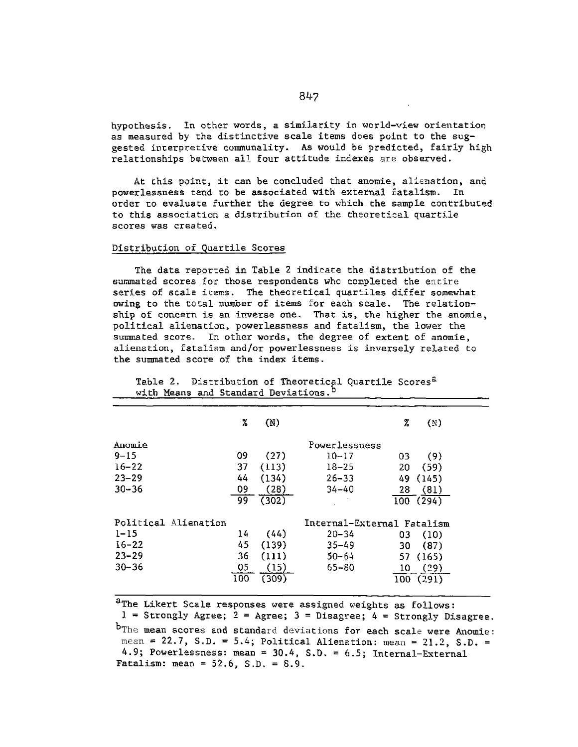hypothesis. In other words, a similarity in world-view orientation as measured by the distinctive scale items does point to the suggested interpretive communality. As would be predicted, fairly high relationships between all four attitude indexes are observed.

At this point, it can be concluded that anomie, alienation, and powerlessness tend to be associated with external fatalism. In order to evaluate further the degree to which the sample contributed to this association a distribution of the theoretical quartile scores was created.

## Distribution of Quartile Scores

The data reported in Table 2 indicate the distribution of the summated scores for those respondents who completed the entire series of scale items. The theoretical quartiles differ somewhat owing to the total number of items for each scale. The relationship of concern is an inverse one. That is, the higher the anomie, political alienation, powerlessness and fatalism, the lower the summated score. In other words, the degree of extent of anomie, alienation, fatalism and/or powerlessness is inversely related to the summated score of the index items.

Table 2. Distribution of Theoretical Quartile Scores[a] with Means and Standard Deviations.[b]

| | % | (N) | | % | (N) |
|---|---|---|---|---|---|
| Anomie | | | Powerlessness | | |
| 9–15 | 09 | (27) | 10–17 | 03 | (9) |
| 16–22 | 37 | (113) | 18–25 | 20 | (59) |
| 23–29 | 44 | (134) | 26–33 | 49 | (145) |
| 30–36 | 09 | (28) | 34–40 | 28 | (81) |
| | 99 | (302) | | 100 | (294) |
| Political Alienation | | | Internal-External Fatalism | | |
| 1–15 | 14 | (44) | 20–34 | 03 | (10) |
| 16–22 | 45 | (139) | 35–49 | 30 | (87) |
| 23–29 | 36 | (111) | 50–64 | 57 | (165) |
| 30–36 | 05 | (15) | 65–80 | 10 | (29) |
| | 100 | (309) | | 100 | (291) |

[a]The Likert Scale responses were assigned weights as follows: 1 = Strongly Agree; 2 = Agree; 3 = Disagree; 4 = Strongly Disagree.

[b]The mean scores and standard deviations for each scale were Anomie: mean = 22.7, S.D. = 5.4; Political Alienation: mean = 21.2, S.D. = 4.9; Powerlessness: mean = 30.4, S.D. = 6.5; Internal-External Fatalism: mean = 52.6, S.D. = 8.9.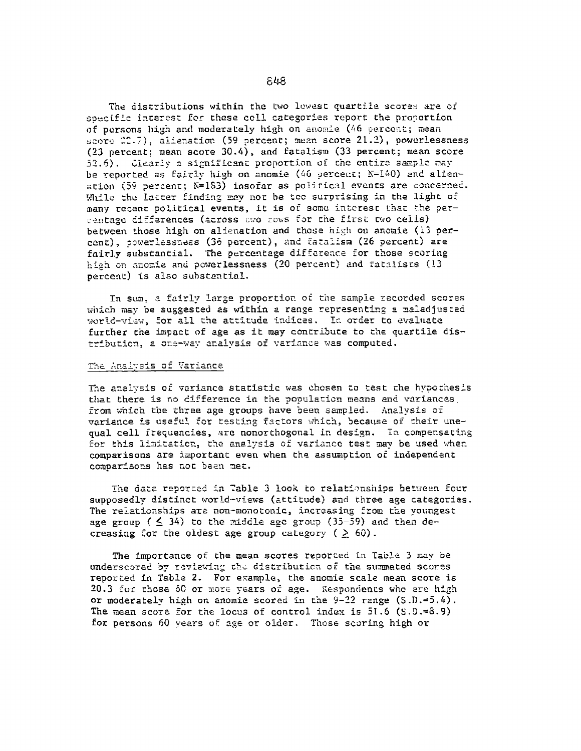The distributions within the two lowest quartile scores are of specific interest for these cell categories report the proportion of persons high and moderately high on anomie (46 percent; mean score 22.7), alienation (59 percent; mean score 21.2), powerlessness (23 percent; mean score 30.4), and fatalism (33 percent; mean score 52.6). Clearly a significant proportion of the entire sample may be reported as fairly high on anomie (46 percent; N=140) and alienation (59 percent; N=183) insofar as political events are concerned. While the latter finding may not be too surprising in the light of many recent political events, it is of some interest that the percentage differences (across two rows for the first two cells) between those high on alienation and those high on anomie (13 percent), powerlessness (36 percent), and fatalism (26 percent) are fairly substantial. The percentage difference for those scoring high on anomie and powerlessness (20 percent) and fatalists (13 percent) is also substantial.

In sum, a fairly large proportion of the sample recorded scores which may be suggested as within a range representing a maladjusted world-view, for all the attitude indices. In order to evaluate further the impact of age as it may contribute to the quartile distribution, a one-way analysis of variance was computed.

## The Analysis of Variance

The analysis of variance statistic was chosen to test the hypothesis that there is no difference in the population means and variances from which the three age groups have been sampled. Analysis of variance is useful for testing factors which, because of their unequal cell frequencies, are nonorthogonal in design. In compensating for this limitation, the analysis of variance test may be used when comparisons are important even when the assumption of independent comparisons has not been met.

The data reported in Table 3 look to relationships between four supposedly distinct world-views (attitude) and three age categories. The relationships are non-monotonic, increasing from the youngest age group ($\leq 34$) to the middle age group (35-59) and then decreasing for the oldest age group category ($\geq 60$).

The importance of the mean scores reported in Table 3 may be underscored by reviewing the distribution of the summated scores reported in Table 2. For example, the anomie scale mean score is 20.3 for those 60 or more years of age. Respondents who are high or moderately high on anomie scored in the 9-22 range (S.D.=5.4). The mean score for the locus of control index is 51.6 (S.D.=8.9) for persons 60 years of age or older. Those scoring high or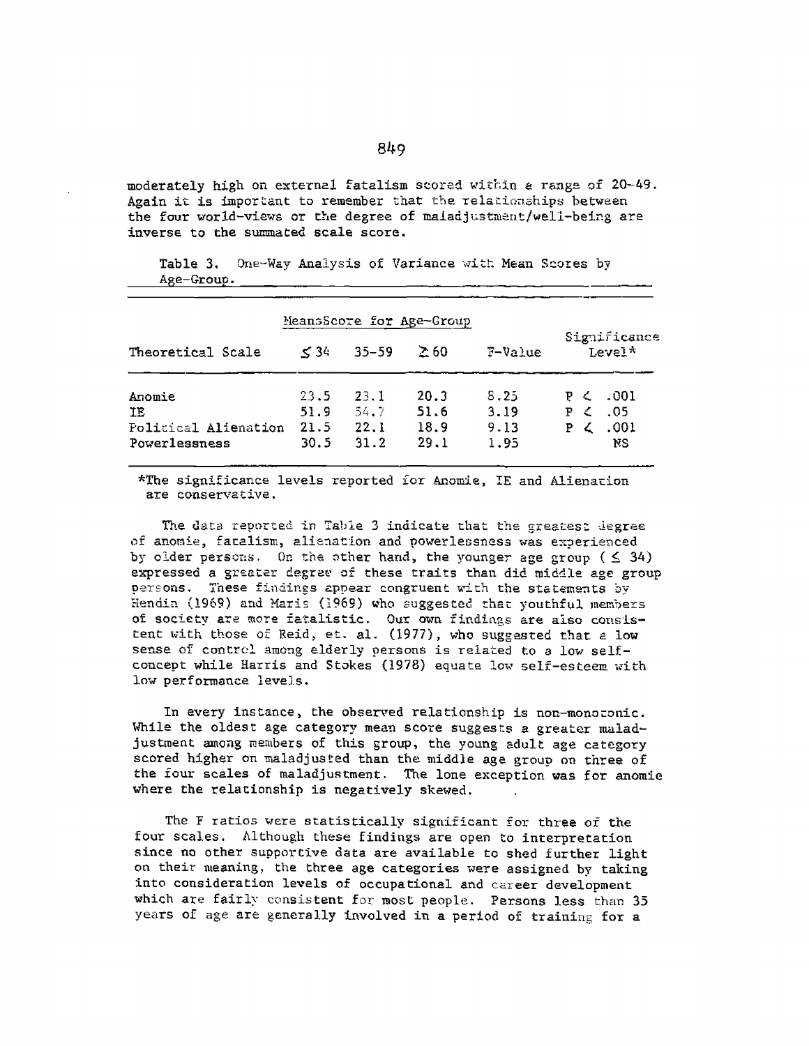moderately high on external fatalism scored within a range of 20-49. Again it is important to remember that the relationships between the four world-views or the degree of maladjustment/well-being are inverse to the summated scale score.

Table 3. One-Way Analysis of Variance with Mean Scores by Age-Group.

| Theoretical Scale | Means Score for Age-Group | | | F-Value | Significance Level* |
|---|---|---|---|---|---|
| | ≤ 34 | 35-59 | ≥ 60 | | |
| Anomie | 23.5 | 23.1 | 20.3 | 8.25 | $P < .001$ |
| IE | 51.9 | 54.7 | 51.6 | 3.19 | $P < .05$ |
| Political Alienation | 21.5 | 22.1 | 18.9 | 9.13 | $P < .001$ |
| Powerlessness | 30.5 | 31.2 | 29.1 | 1.95 | NS |

*The significance levels reported for Anomie, IE and Alienation are conservative.

The data reported in Table 3 indicate that the greatest degree of anomie, fatalism, alienation and powerlessness was experienced by older persons. On the other hand, the younger age group ( ≤ 34) expressed a greater degree of these traits than did middle age group persons. These findings appear congruent with the statements by Hendin (1969) and Maris (1969) who suggested that youthful members of society are more fatalistic. Our own findings are also consistent with those of Reid, et. al. (1977), who suggested that a low sense of control among elderly persons is related to a low self-concept while Harris and Stokes (1978) equate low self-esteem with low performance levels.

In every instance, the observed relationship is non-monotonic. While the oldest age category mean score suggests a greater maladjustment among members of this group, the young adult age category scored higher on maladjusted than the middle age group on three of the four scales of maladjustment. The lone exception was for anomie where the relationship is negatively skewed.

The F ratios were statistically significant for three of the four scales. Although these findings are open to interpretation since no other supportive data are available to shed further light on their meaning, the three age categories were assigned by taking into consideration levels of occupational and career development which are fairly consistent for most people. Persons less than 35 years of age are generally involved in a period of training for a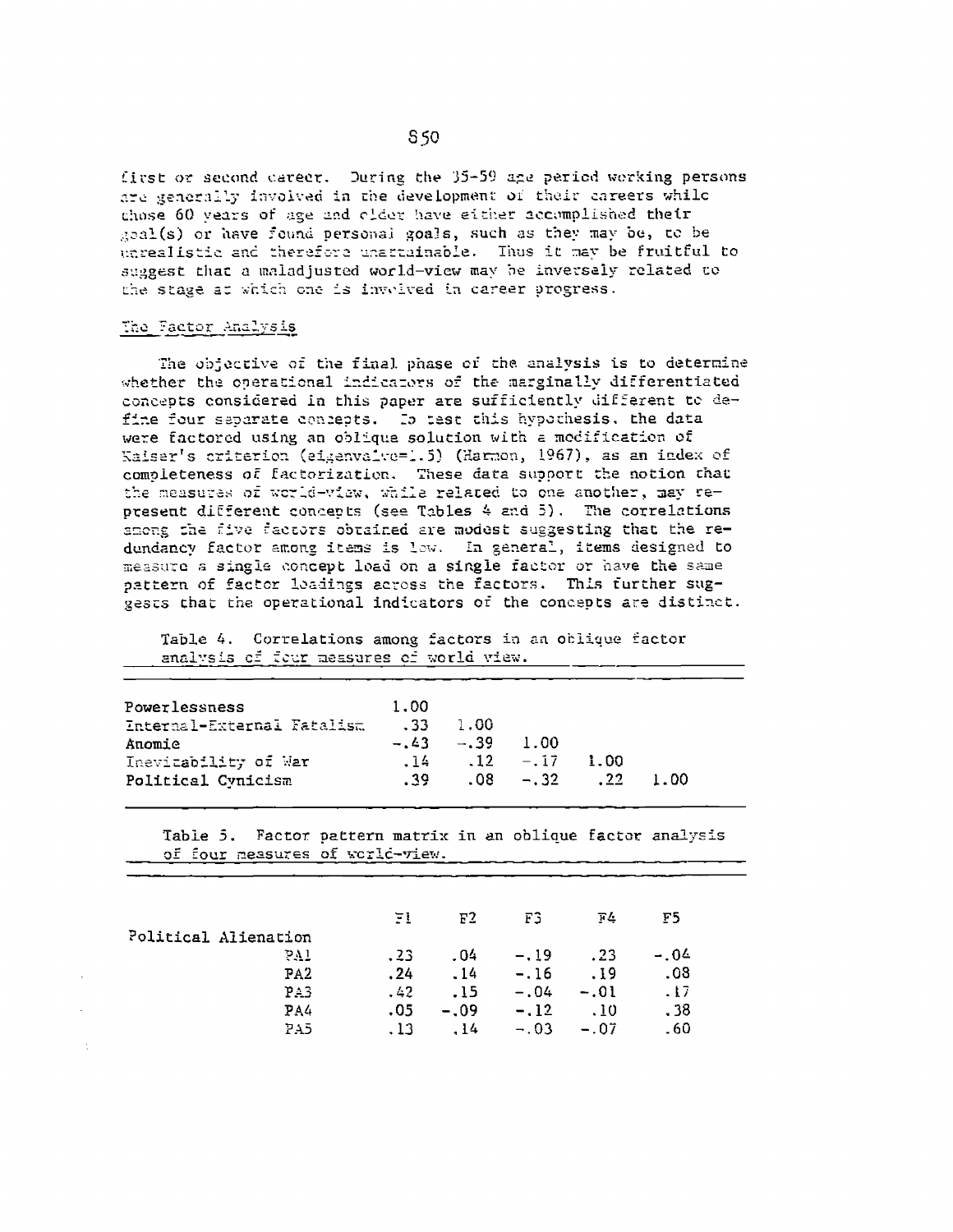first or second career. During the 35-59 age period working persons are generally involved in the development of their careers while those 60 years of age and older have either accomplished their goal(s) or have found personal goals, such as they may be, to be unrealistic and therefore unattainable. Thus it may be fruitful to suggest that a maladjusted world-view may be inversely related to the stage at which one is involved in career progress.

## The Factor Analysis

The objective of the final phase of the analysis is to determine whether the operational indicators of the marginally differentiated concepts considered in this paper are sufficiently different to define four separate concepts. To test this hypothesis, the data were factored using an oblique solution with a modification of Kaiser's criterion (eigenvalue=1.5) (Harmon, 1967), as an index of completeness of factorization. These data support the notion that the measures of world-view, while related to one another, may represent different concepts (see Tables 4 and 5). The correlations among the five factors obtained are modest suggesting that the redundancy factor among items is low. In general, items designed to measure a single concept load on a single factor or have the same pattern of factor loadings across the factors. This further suggests that the operational indicators of the concepts are distinct.

Table 4. Correlations among factors in an oblique factor analysis of four measures of world view.

| | | | | | |
|---|---|---|---|---|---|
| Powerlessness | 1.00 | | | | |
| Internal-External Fatalism | .33 | 1.00 | | | |
| Anomie | -.43 | -.39 | 1.00 | | |
| Inevitability of War | .14 | .12 | -.17 | 1.00 | |
| Political Cynicism | .39 | .08 | -.32 | .22 | 1.00 |

Table 5. Factor pattern matrix in an oblique factor analysis of four measures of world-view.

| | F1 | F2 | F3 | F4 | F5 |
|---|---|---|---|---|---|
| Political Alienation | | | | | |
| PA1 | .23 | .04 | -.19 | .23 | -.04 |
| PA2 | .24 | .14 | -.16 | .19 | .08 |
| PA3 | .42 | .15 | -.04 | -.01 | .17 |
| PA4 | .05 | -.09 | -.12 | .10 | .38 |
| PA5 | .13 | .14 | -.03 | -.07 | .60 |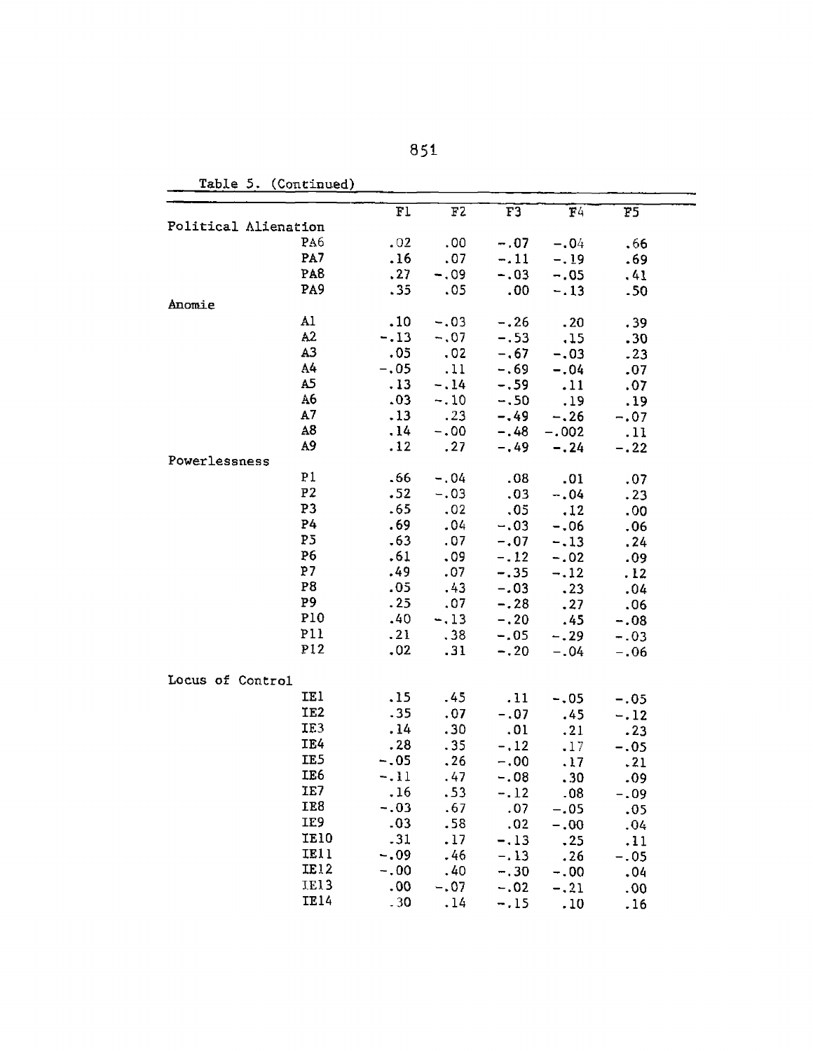Table 5. (Continued)

| | F1 | F2 | F3 | F4 | F5 |
|---|---|---|---|---|---|
| Political Alienation | | | | | |
| PA6 | .02 | .00 | −.07 | −.04 | .66 |
| PA7 | .16 | .07 | −.11 | −.19 | .69 |
| PA8 | .27 | −.09 | −.03 | −.05 | .41 |
| PA9 | .35 | .05 | .00 | −.13 | .50 |
| Anomie | | | | | |
| A1 | .10 | −.03 | −.26 | .20 | .39 |
| A2 | −.13 | −.07 | −.53 | .15 | .30 |
| A3 | .05 | .02 | −.67 | −.03 | .23 |
| A4 | −.05 | .11 | −.69 | −.04 | .07 |
| A5 | .13 | −.14 | −.59 | .11 | .07 |
| A6 | .03 | −.10 | −.50 | .19 | .19 |
| A7 | .13 | .23 | −.49 | −.26 | −.07 |
| A8 | .14 | −.00 | −.48 | −.002 | .11 |
| A9 | .12 | .27 | −.49 | −.24 | −.22 |
| Powerlessness | | | | | |
| P1 | .66 | −.04 | .08 | .01 | .07 |
| P2 | .52 | −.03 | .03 | −.04 | .23 |
| P3 | .65 | .02 | .05 | .12 | .00 |
| P4 | .69 | .04 | −.03 | −.06 | .06 |
| P5 | .63 | .07 | −.07 | −.13 | .24 |
| P6 | .61 | .09 | −.12 | −.02 | .09 |
| P7 | .49 | .07 | −.35 | −.12 | .12 |
| P8 | .05 | .43 | −.03 | .23 | .04 |
| P9 | .25 | .07 | −.28 | .27 | .06 |
| P10 | .40 | −.13 | −.20 | .45 | −.08 |
| P11 | .21 | .38 | −.05 | −.29 | −.03 |
| P12 | .02 | .31 | −.20 | −.04 | −.06 |
| Locus of Control | | | | | |
| IE1 | .15 | .45 | .11 | −.05 | −.05 |
| IE2 | .35 | .07 | −.07 | .45 | −.12 |
| IE3 | .14 | .30 | .01 | .21 | .23 |
| IE4 | .28 | .35 | −.12 | .17 | −.05 |
| IE5 | −.05 | .26 | −.00 | .17 | .21 |
| IE6 | −.11 | .47 | −.08 | .30 | .09 |
| IE7 | .16 | .53 | −.12 | .08 | −.09 |
| IE8 | −.03 | .67 | .07 | −.05 | .05 |
| IE9 | .03 | .58 | .02 | −.00 | .04 |
| IE10 | .31 | .17 | −.13 | .25 | .11 |
| IE11 | −.09 | .46 | −.13 | .26 | −.05 |
| IE12 | −.00 | .40 | −.30 | −.00 | .04 |
| IE13 | .00 | −.07 | −.02 | −.21 | .00 |
| IE14 | .30 | .14 | −.15 | .10 | .16 |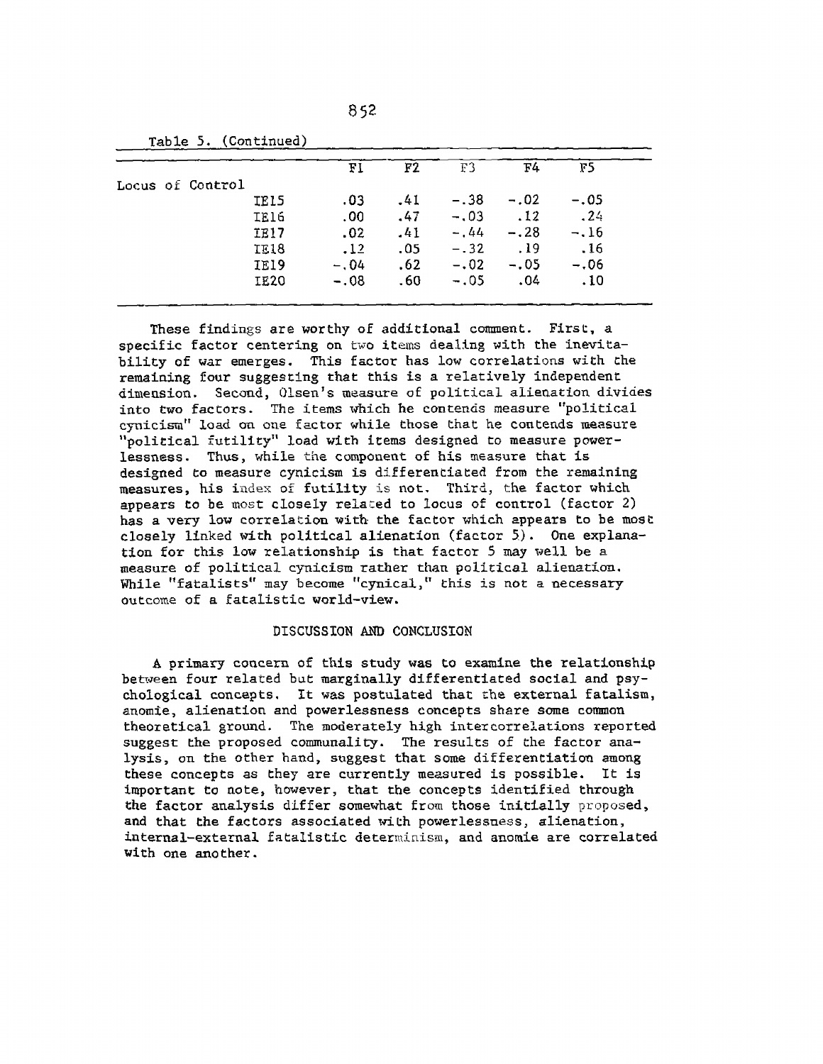Table 5. (Continued)

| | F1 | F2 | F3 | F4 | F5 |
|---|---|---|---|---|---|
| Locus of Control | | | | | |
| IE15 | .03 | .41 | -.38 | -.02 | -.05 |
| IE16 | .00 | .47 | -.03 | .12 | .24 |
| IE17 | .02 | .41 | -.44 | -.28 | -.16 |
| IE18 | .12 | .05 | -.32 | .19 | .16 |
| IE19 | -.04 | .62 | -.02 | -.05 | -.06 |
| IE20 | -.08 | .60 | -.05 | .04 | .10 |

These findings are worthy of additional comment. First, a specific factor centering on two items dealing with the inevitability of war emerges. This factor has low correlations with the remaining four suggesting that this is a relatively independent dimension. Second, Olsen's measure of political alienation divides into two factors. The items which he contends measure "political cynicism" load on one factor while those that he contends measure "political futility" load with items designed to measure powerlessness. Thus, while the component of his measure that is designed to measure cynicism is differentiated from the remaining measures, his index of futility is not. Third, the factor which appears to be most closely related to locus of control (factor 2) has a very low correlation with the factor which appears to be most closely linked with political alienation (factor 5). One explanation for this low relationship is that factor 5 may well be a measure of political cynicism rather than political alienation. While "fatalists" may become "cynical," this is not a necessary outcome of a fatalistic world-view.

## DISCUSSION AND CONCLUSION

A primary concern of this study was to examine the relationship between four related but marginally differentiated social and psychological concepts. It was postulated that the external fatalism, anomie, alienation and powerlessness concepts share some common theoretical ground. The moderately high intercorrelations reported suggest the proposed communality. The results of the factor analysis, on the other hand, suggest that some differentiation among these concepts as they are currently measured is possible. It is important to note, however, that the concepts identified through the factor analysis differ somewhat from those initially proposed, and that the factors associated with powerlessness, alienation, internal-external fatalistic determinism, and anomie are correlated with one another.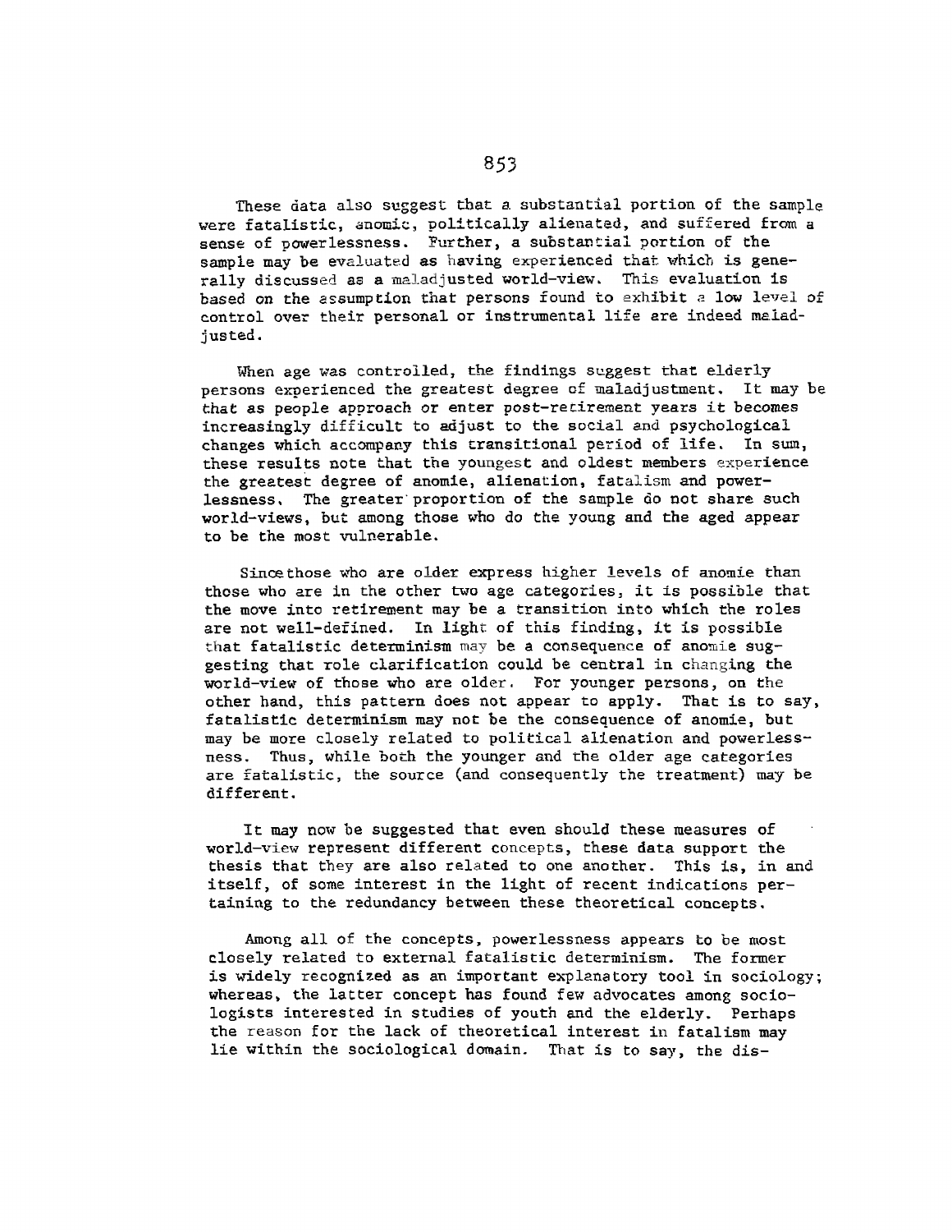These data also suggest that a substantial portion of the sample were fatalistic, anomic, politically alienated, and suffered from a sense of powerlessness. Further, a substantial portion of the sample may be evaluated as having experienced that which is generally discussed as a maladjusted world-view. This evaluation is based on the assumption that persons found to exhibit a low level of control over their personal or instrumental life are indeed maladjusted.

When age was controlled, the findings suggest that elderly persons experienced the greatest degree of maladjustment. It may be that as people approach or enter post-retirement years it becomes increasingly difficult to adjust to the social and psychological changes which accompany this transitional period of life. In sum, these results note that the youngest and oldest members experience the greatest degree of anomie, alienation, fatalism and powerlessness. The greater proportion of the sample do not share such world-views, but among those who do the young and the aged appear to be the most vulnerable.

Since those who are older express higher levels of anomie than those who are in the other two age categories, it is possible that the move into retirement may be a transition into which the roles are not well-defined. In light of this finding, it is possible that fatalistic determinism may be a consequence of anomie suggesting that role clarification could be central in changing the world-view of those who are older. For younger persons, on the other hand, this pattern does not appear to apply. That is to say, fatalistic determinism may not be the consequence of anomie, but may be more closely related to political alienation and powerlessness. Thus, while both the younger and the older age categories are fatalistic, the source (and consequently the treatment) may be different.

It may now be suggested that even should these measures of world-view represent different concepts, these data support the thesis that they are also related to one another. This is, in and itself, of some interest in the light of recent indications pertaining to the redundancy between these theoretical concepts.

Among all of the concepts, powerlessness appears to be most closely related to external fatalistic determinism. The former is widely recognized as an important explanatory tool in sociology; whereas, the latter concept has found few advocates among sociologists interested in studies of youth and the elderly. Perhaps the reason for the lack of theoretical interest in fatalism may lie within the sociological domain. That is to say, the dis-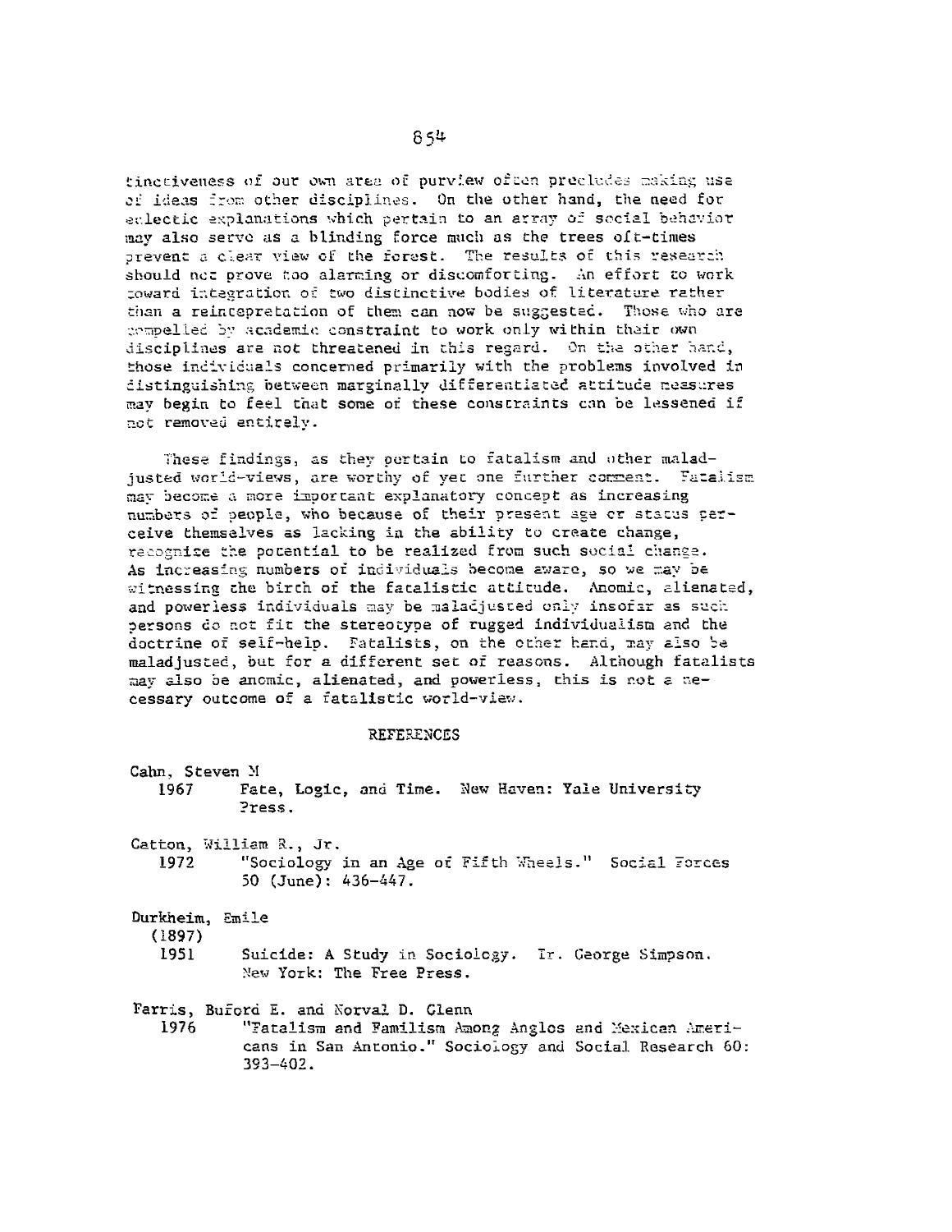tinctiveness of our own area of purview often precludes making use of ideas from other disciplines. On the other hand, the need for eclectic explanations which pertain to an array of social behavior may also serve as a blinding force much as the trees oft-times prevent a clear view of the forest. The results of this research should not prove too alarming or discomforting. An effort to work toward integration of two distinctive bodies of literature rather than a reintepretation of them can now be suggested. Those who are compelled by academic constraint to work only within their own disciplines are not threatened in this regard. On the other hand, those individuals concerned primarily with the problems involved in distinguishing between marginally differentiated attitude measures may begin to feel that some of these constraints can be lessened if not removed entirely.

These findings, as they pertain to fatalism and other maladjusted world-views, are worthy of yet one further comment. Fatalism may become a more important explanatory concept as increasing numbers of people, who because of their present age or status perceive themselves as lacking in the ability to create change, recognize the potential to be realized from such social change. As increasing numbers of individuals become aware, so we may be witnessing the birth of the fatalistic attitude. Anomic, alienated, and powerless individuals may be maladjusted only insofar as such persons do not fit the stereotype of rugged individualism and the doctrine of self-help. Fatalists, on the other hand, may also be maladjusted, but for a different set of reasons. Although fatalists may also be anomic, alienated, and powerless, this is not a necessary outcome of a fatalistic world-view.

## REFERENCES

Cahn, Steven M
: 1967 Fate, Logic, and Time. New Haven: Yale University Press.

Catton, William R., Jr.
: 1972 "Sociology in an Age of Fifth Wheels." Social Forces 50 (June): 436-447.

Durkheim, Emile
: (1897) 1951 Suicide: A Study in Sociology. Tr. George Simpson. New York: The Free Press.

Farris, Buford E. and Norval D. Glenn
: 1976 "Fatalism and Familism Among Anglos and Mexican Americans in San Antonio." Sociology and Social Research 60: 393-402.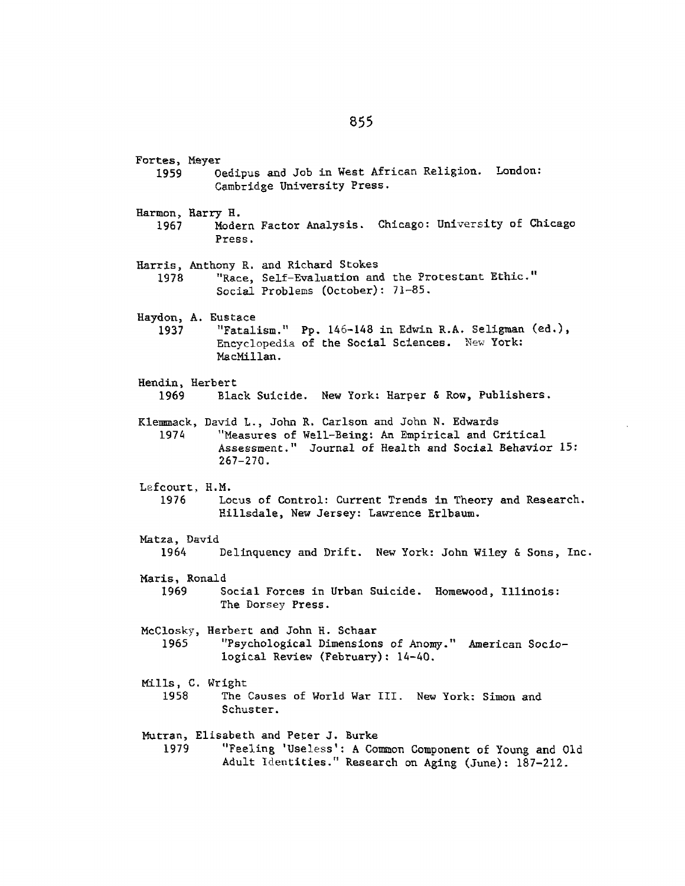Fortes, Meyer
1959 Oedipus and Job in West African Religion. London: Cambridge University Press.

Harmon, Harry H.
1967 Modern Factor Analysis. Chicago: University of Chicago Press.

Harris, Anthony R. and Richard Stokes
1978 "Race, Self-Evaluation and the Protestant Ethic." Social Problems (October): 71-85.

Haydon, A. Eustace
1937 "Fatalism." Pp. 146-148 in Edwin R.A. Seligman (ed.), Encyclopedia of the Social Sciences. New York: MacMillan.

Hendin, Herbert
1969 Black Suicide. New York: Harper & Row, Publishers.

Klemmack, David L., John R. Carlson and John N. Edwards
1974 "Measures of Well-Being: An Empirical and Critical Assessment." Journal of Health and Social Behavior 15: 267-270.

Lefcourt, H.M.
1976 Locus of Control: Current Trends in Theory and Research. Hillsdale, New Jersey: Lawrence Erlbaum.

Matza, David
1964 Delinquency and Drift. New York: John Wiley & Sons, Inc.

Maris, Ronald
1969 Social Forces in Urban Suicide. Homewood, Illinois: The Dorsey Press.

McClosky, Herbert and John H. Schaar
1965 "Psychological Dimensions of Anomy." American Sociological Review (February): 14-40.

Mills, C. Wright
1958 The Causes of World War III. New York: Simon and Schuster.

Mutran, Elisabeth and Peter J. Burke
1979 "Feeling 'Useless': A Common Component of Young and Old Adult Identities." Research on Aging (June): 187-212.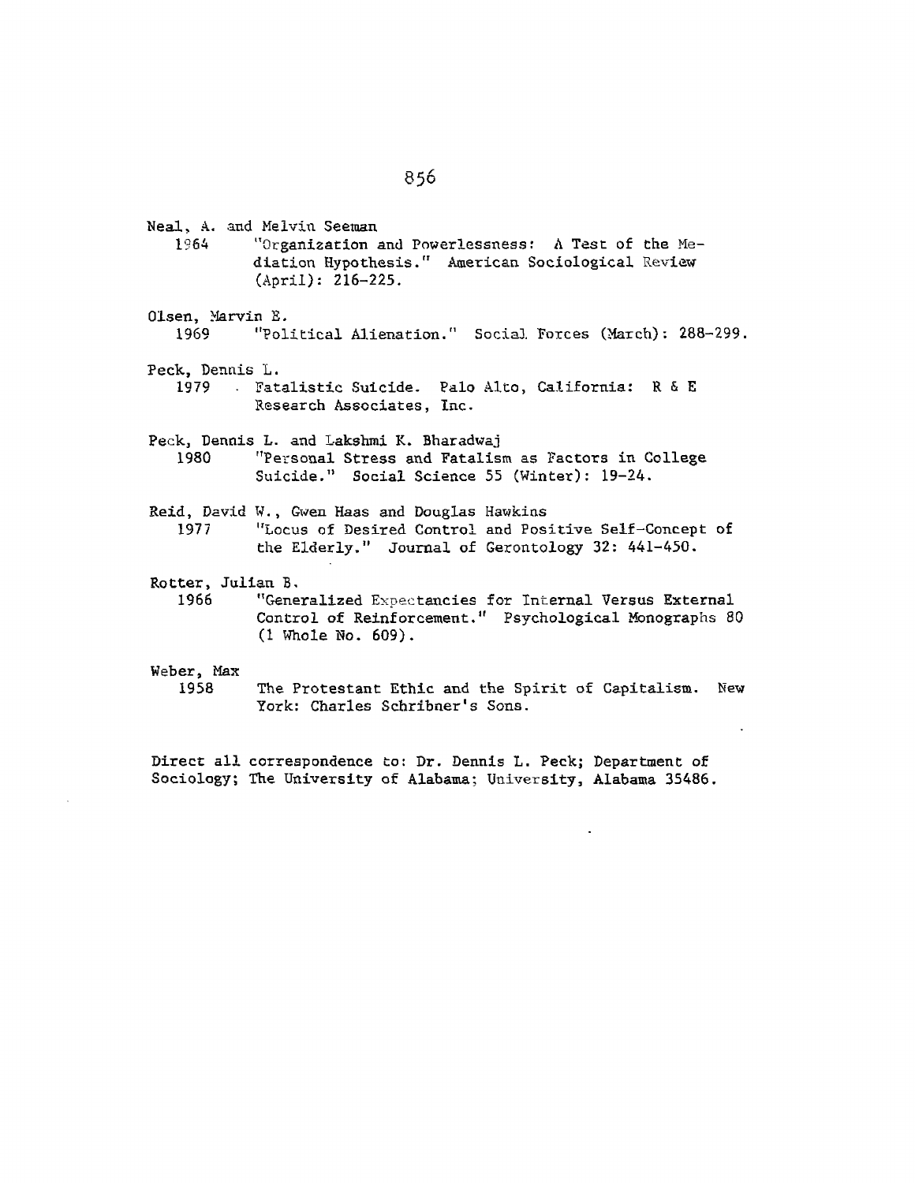Neal, A. and Melvin Seeman
1964 "Organization and Powerlessness: A Test of the Mediation Hypothesis." American Sociological Review (April): 216-225.

Olsen, Marvin E.
1969 "Political Alienation." Social Forces (March): 288-299.

Peck, Dennis L.
1979 Fatalistic Suicide. Palo Alto, California: R & E Research Associates, Inc.

Peck, Dennis L. and Lakshmi K. Bharadwaj
1980 "Personal Stress and Fatalism as Factors in College Suicide." Social Science 55 (Winter): 19-24.

Reid, David W., Gwen Haas and Douglas Hawkins
1977 "Locus of Desired Control and Positive Self-Concept of the Elderly." Journal of Gerontology 32: 441-450.

Rotter, Julian B.
1966 "Generalized Expectancies for Internal Versus External Control of Reinforcement." Psychological Monographs 80 (1 Whole No. 609).

Weber, Max
1958 The Protestant Ethic and the Spirit of Capitalism. New York: Charles Schribner's Sons.

Direct all correspondence to: Dr. Dennis L. Peck; Department of Sociology; The University of Alabama; University, Alabama 35486.